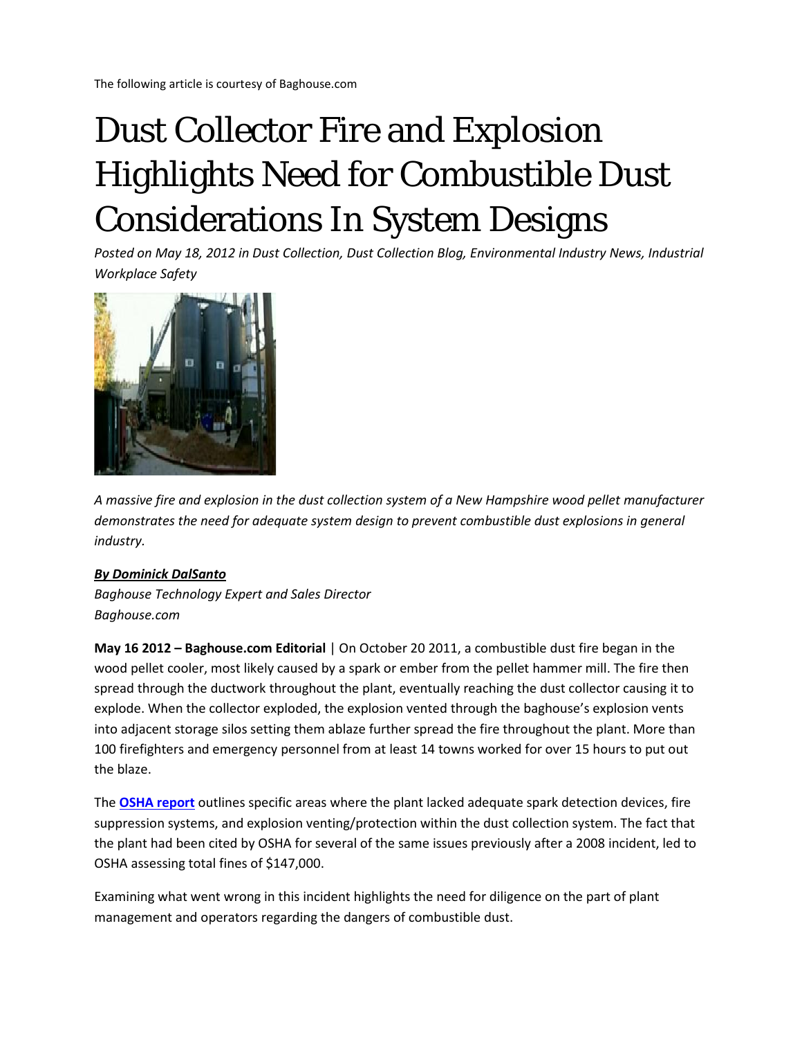The following article is courtesy of Baghouse.com

# Dust Collector Fire and Explosion Highlights Need for Combustible Dust Considerations In System Designs

*Posted on May 18, 2012 in Dust Collection, Dust Collection Blog, Environmental Industry News, Industrial Workplace Safety*

*A massive fire and explosion in the dust collection system of a New Hampshire wood pellet manufacturer demonstrates the need for adequate system design to prevent combustible dust explosions in general industry.*

***By Dominick DalSanto***
*Baghouse Technology Expert and Sales Director*
*Baghouse.com*

**May 16 2012 – Baghouse.com Editorial** | On October 20 2011, a combustible dust fire began in the wood pellet cooler, most likely caused by a spark or ember from the pellet hammer mill. The fire then spread through the ductwork throughout the plant, eventually reaching the dust collector causing it to explode. When the collector exploded, the explosion vented through the baghouse's explosion vents into adjacent storage silos setting them ablaze further spread the fire throughout the plant. More than 100 firefighters and emergency personnel from at least 14 towns worked for over 15 hours to put out the blaze.

The **OSHA report** outlines specific areas where the plant lacked adequate spark detection devices, fire suppression systems, and explosion venting/protection within the dust collection system. The fact that the plant had been cited by OSHA for several of the same issues previously after a 2008 incident, led to OSHA assessing total fines of $147,000.

Examining what went wrong in this incident highlights the need for diligence on the part of plant management and operators regarding the dangers of combustible dust.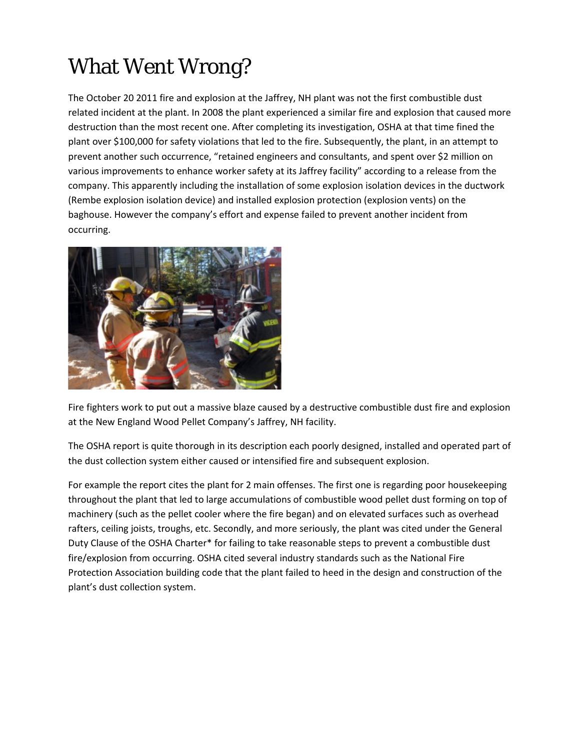# What Went Wrong?

The October 20 2011 fire and explosion at the Jaffrey, NH plant was not the first combustible dust related incident at the plant. In 2008 the plant experienced a similar fire and explosion that caused more destruction than the most recent one. After completing its investigation, OSHA at that time fined the plant over $100,000 for safety violations that led to the fire. Subsequently, the plant, in an attempt to prevent another such occurrence, "retained engineers and consultants, and spent over $2 million on various improvements to enhance worker safety at its Jaffrey facility" according to a release from the company. This apparently including the installation of some explosion isolation devices in the ductwork (Rembe explosion isolation device) and installed explosion protection (explosion vents) on the baghouse. However the company's effort and expense failed to prevent another incident from occurring.

Fire fighters work to put out a massive blaze caused by a destructive combustible dust fire and explosion at the New England Wood Pellet Company's Jaffrey, NH facility.

The OSHA report is quite thorough in its description each poorly designed, installed and operated part of the dust collection system either caused or intensified fire and subsequent explosion.

For example the report cites the plant for 2 main offenses. The first one is regarding poor housekeeping throughout the plant that led to large accumulations of combustible wood pellet dust forming on top of machinery (such as the pellet cooler where the fire began) and on elevated surfaces such as overhead rafters, ceiling joists, troughs, etc. Secondly, and more seriously, the plant was cited under the General Duty Clause of the OSHA Charter* for failing to take reasonable steps to prevent a combustible dust fire/explosion from occurring. OSHA cited several industry standards such as the National Fire Protection Association building code that the plant failed to heed in the design and construction of the plant's dust collection system.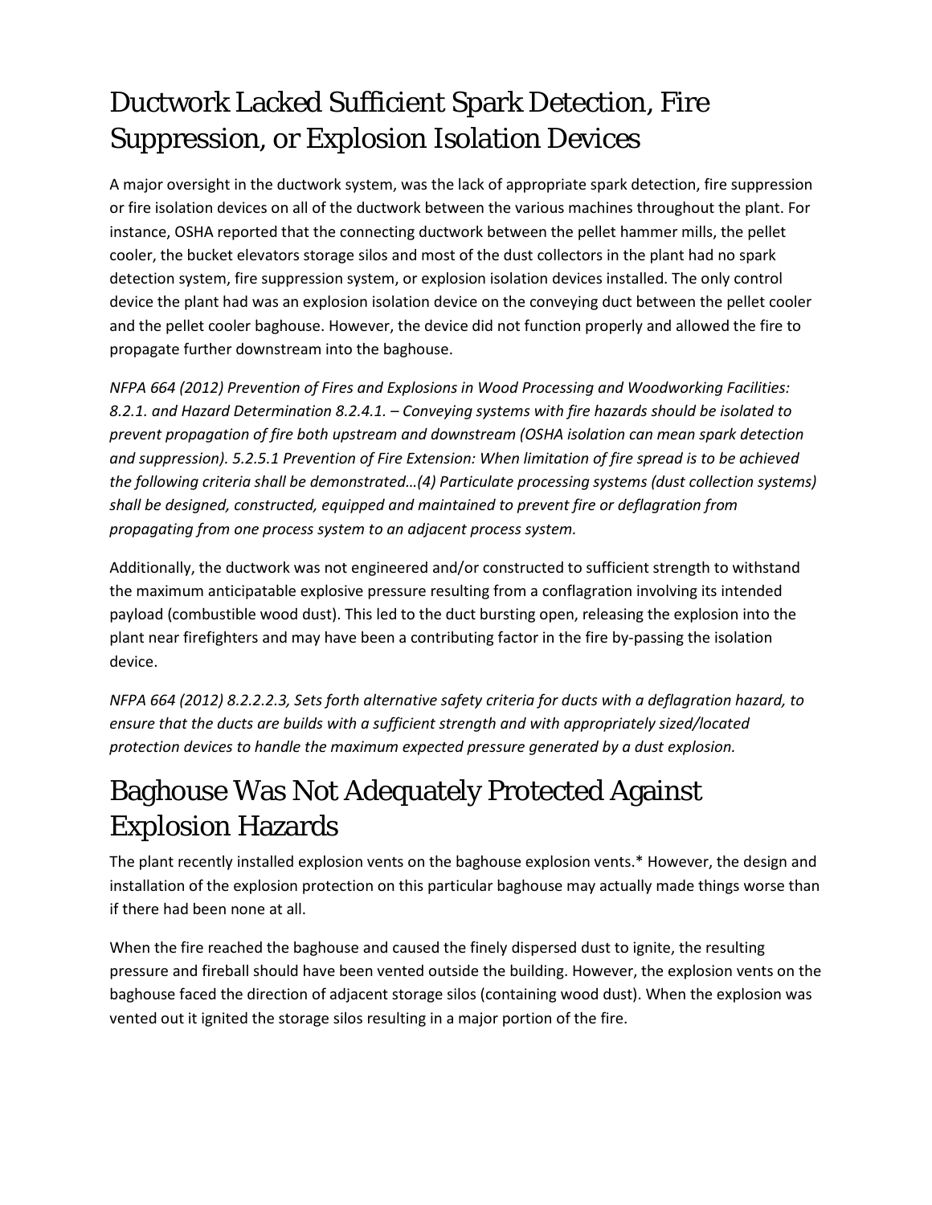# Ductwork Lacked Sufficient Spark Detection, Fire Suppression, or Explosion Isolation Devices

A major oversight in the ductwork system, was the lack of appropriate spark detection, fire suppression or fire isolation devices on all of the ductwork between the various machines throughout the plant. For instance, OSHA reported that the connecting ductwork between the pellet hammer mills, the pellet cooler, the bucket elevators storage silos and most of the dust collectors in the plant had no spark detection system, fire suppression system, or explosion isolation devices installed. The only control device the plant had was an explosion isolation device on the conveying duct between the pellet cooler and the pellet cooler baghouse. However, the device did not function properly and allowed the fire to propagate further downstream into the baghouse.

*NFPA 664 (2012) Prevention of Fires and Explosions in Wood Processing and Woodworking Facilities: 8.2.1. and Hazard Determination 8.2.4.1. – Conveying systems with fire hazards should be isolated to prevent propagation of fire both upstream and downstream (OSHA isolation can mean spark detection and suppression). 5.2.5.1 Prevention of Fire Extension: When limitation of fire spread is to be achieved the following criteria shall be demonstrated…(4) Particulate processing systems (dust collection systems) shall be designed, constructed, equipped and maintained to prevent fire or deflagration from propagating from one process system to an adjacent process system.*

Additionally, the ductwork was not engineered and/or constructed to sufficient strength to withstand the maximum anticipatable explosive pressure resulting from a conflagration involving its intended payload (combustible wood dust). This led to the duct bursting open, releasing the explosion into the plant near firefighters and may have been a contributing factor in the fire by-passing the isolation device.

*NFPA 664 (2012) 8.2.2.2.3, Sets forth alternative safety criteria for ducts with a deflagration hazard, to ensure that the ducts are builds with a sufficient strength and with appropriately sized/located protection devices to handle the maximum expected pressure generated by a dust explosion.*

# Baghouse Was Not Adequately Protected Against Explosion Hazards

The plant recently installed explosion vents on the baghouse explosion vents.* However, the design and installation of the explosion protection on this particular baghouse may actually made things worse than if there had been none at all.

When the fire reached the baghouse and caused the finely dispersed dust to ignite, the resulting pressure and fireball should have been vented outside the building. However, the explosion vents on the baghouse faced the direction of adjacent storage silos (containing wood dust). When the explosion was vented out it ignited the storage silos resulting in a major portion of the fire.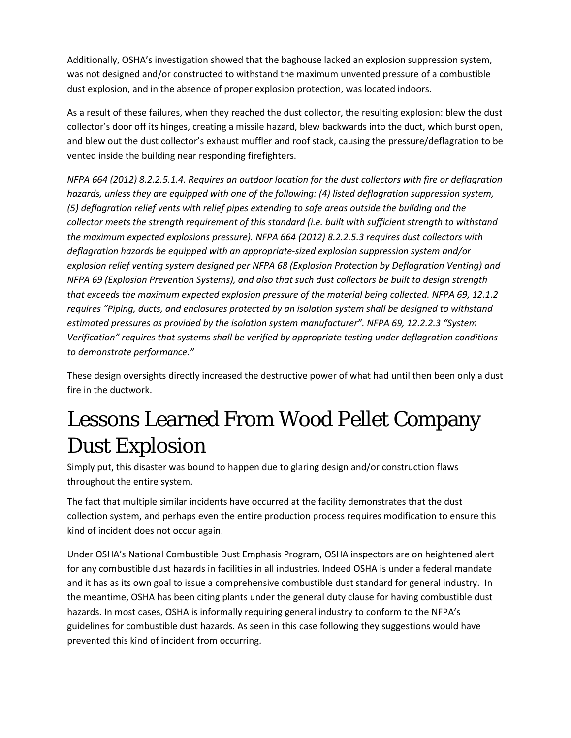Additionally, OSHA's investigation showed that the baghouse lacked an explosion suppression system, was not designed and/or constructed to withstand the maximum unvented pressure of a combustible dust explosion, and in the absence of proper explosion protection, was located indoors.

As a result of these failures, when they reached the dust collector, the resulting explosion: blew the dust collector's door off its hinges, creating a missile hazard, blew backwards into the duct, which burst open, and blew out the dust collector's exhaust muffler and roof stack, causing the pressure/deflagration to be vented inside the building near responding firefighters.

*NFPA 664 (2012) 8.2.2.5.1.4. Requires an outdoor location for the dust collectors with fire or deflagration hazards, unless they are equipped with one of the following: (4) listed deflagration suppression system, (5) deflagration relief vents with relief pipes extending to safe areas outside the building and the collector meets the strength requirement of this standard (i.e. built with sufficient strength to withstand the maximum expected explosions pressure). NFPA 664 (2012) 8.2.2.5.3 requires dust collectors with deflagration hazards be equipped with an appropriate-sized explosion suppression system and/or explosion relief venting system designed per NFPA 68 (Explosion Protection by Deflagration Venting) and NFPA 69 (Explosion Prevention Systems), and also that such dust collectors be built to design strength that exceeds the maximum expected explosion pressure of the material being collected. NFPA 69, 12.1.2 requires "Piping, ducts, and enclosures protected by an isolation system shall be designed to withstand estimated pressures as provided by the isolation system manufacturer". NFPA 69, 12.2.2.3 "System Verification" requires that systems shall be verified by appropriate testing under deflagration conditions to demonstrate performance."*

These design oversights directly increased the destructive power of what had until then been only a dust fire in the ductwork.

# Lessons Learned From Wood Pellet Company Dust Explosion

Simply put, this disaster was bound to happen due to glaring design and/or construction flaws throughout the entire system.

The fact that multiple similar incidents have occurred at the facility demonstrates that the dust collection system, and perhaps even the entire production process requires modification to ensure this kind of incident does not occur again.

Under OSHA's National Combustible Dust Emphasis Program, OSHA inspectors are on heightened alert for any combustible dust hazards in facilities in all industries. Indeed OSHA is under a federal mandate and it has as its own goal to issue a comprehensive combustible dust standard for general industry. In the meantime, OSHA has been citing plants under the general duty clause for having combustible dust hazards. In most cases, OSHA is informally requiring general industry to conform to the NFPA's guidelines for combustible dust hazards. As seen in this case following they suggestions would have prevented this kind of incident from occurring.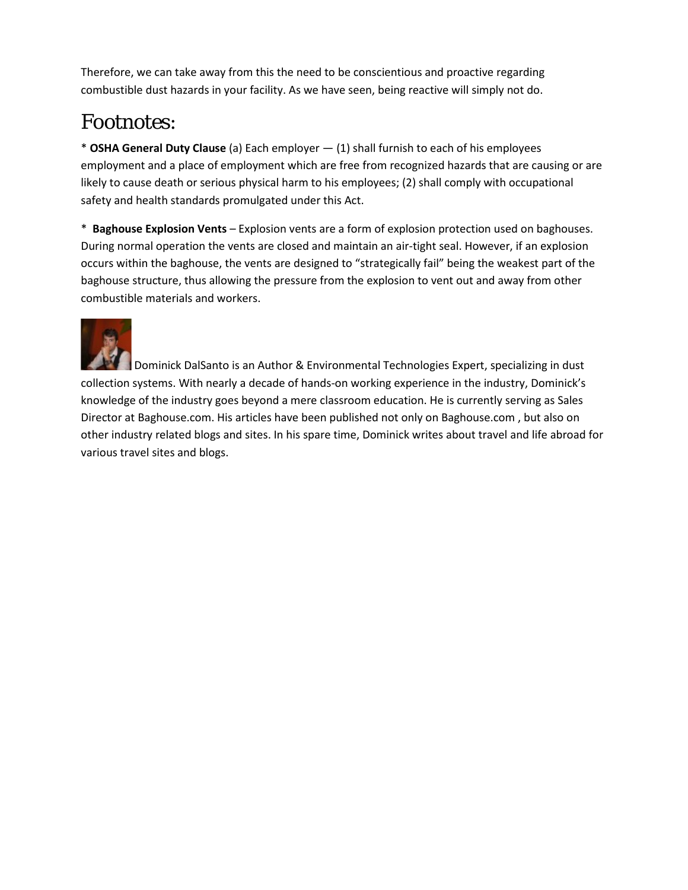Therefore, we can take away from this the need to be conscientious and proactive regarding combustible dust hazards in your facility. As we have seen, being reactive will simply not do.

## Footnotes:

* **OSHA General Duty Clause** (a) Each employer — (1) shall furnish to each of his employees employment and a place of employment which are free from recognized hazards that are causing or are likely to cause death or serious physical harm to his employees; (2) shall comply with occupational safety and health standards promulgated under this Act.

* **Baghouse Explosion Vents** – Explosion vents are a form of explosion protection used on baghouses. During normal operation the vents are closed and maintain an air-tight seal. However, if an explosion occurs within the baghouse, the vents are designed to "strategically fail" being the weakest part of the baghouse structure, thus allowing the pressure from the explosion to vent out and away from other combustible materials and workers.

Dominick DalSanto is an Author & Environmental Technologies Expert, specializing in dust collection systems. With nearly a decade of hands-on working experience in the industry, Dominick's knowledge of the industry goes beyond a mere classroom education. He is currently serving as Sales Director at Baghouse.com. His articles have been published not only on Baghouse.com , but also on other industry related blogs and sites. In his spare time, Dominick writes about travel and life abroad for various travel sites and blogs.